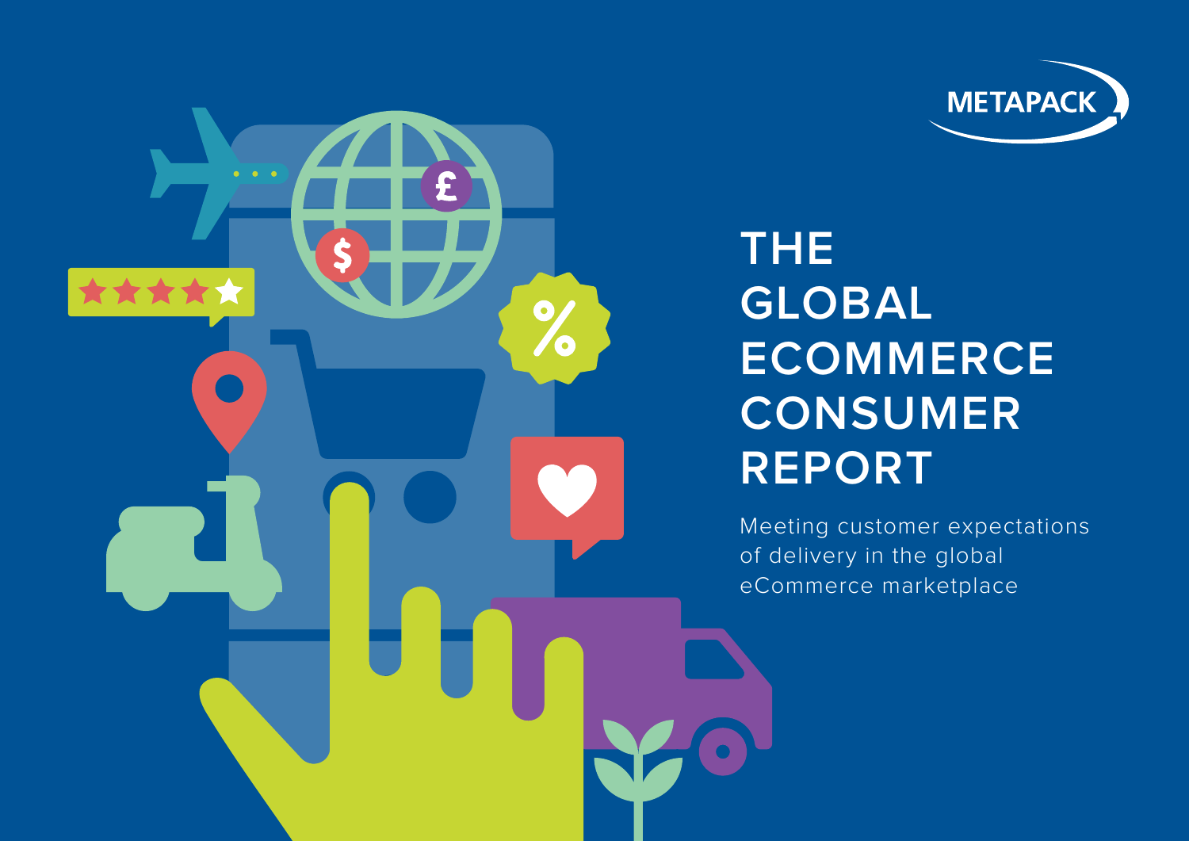METAPACK

# THE GLOBAL ECOMMERCE CONSUMER REPORT

Meeting customer expectations of delivery in the global eCommerce marketplace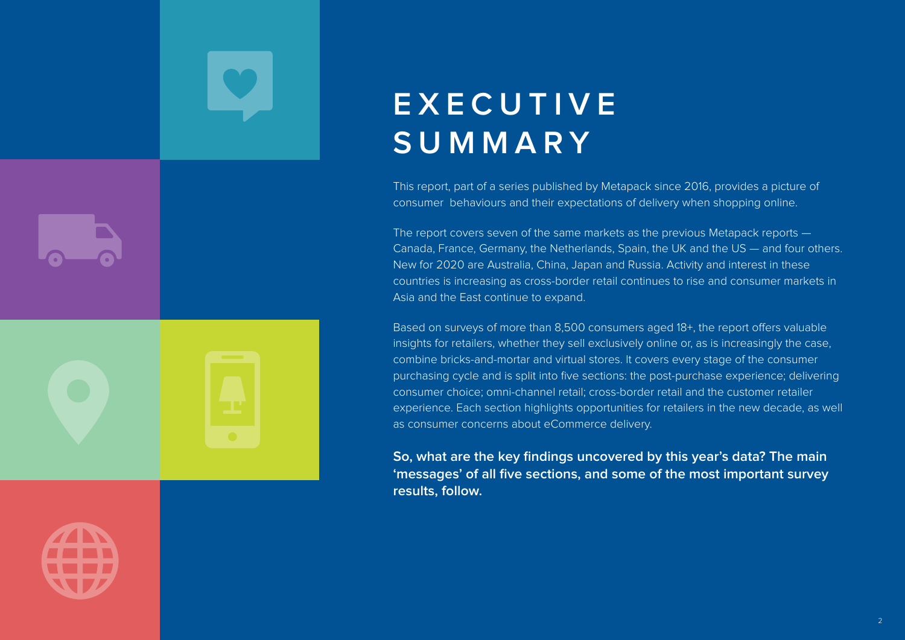# EXECUTIVE SUMMARY

This report, part of a series published by Metapack since 2016, provides a picture of consumer behaviours and their expectations of delivery when shopping online.

The report covers seven of the same markets as the previous Metapack reports — Canada, France, Germany, the Netherlands, Spain, the UK and the US — and four others. New for 2020 are Australia, China, Japan and Russia. Activity and interest in these countries is increasing as cross-border retail continues to rise and consumer markets in Asia and the East continue to expand.

Based on surveys of more than 8,500 consumers aged 18+, the report offers valuable insights for retailers, whether they sell exclusively online or, as is increasingly the case, combine bricks-and-mortar and virtual stores. It covers every stage of the consumer purchasing cycle and is split into five sections: the post-purchase experience; delivering consumer choice; omni-channel retail; cross-border retail and the customer retailer experience. Each section highlights opportunities for retailers in the new decade, as well as consumer concerns about eCommerce delivery.

**So, what are the key findings uncovered by this year's data? The main 'messages' of all five sections, and some of the most important survey results, follow.**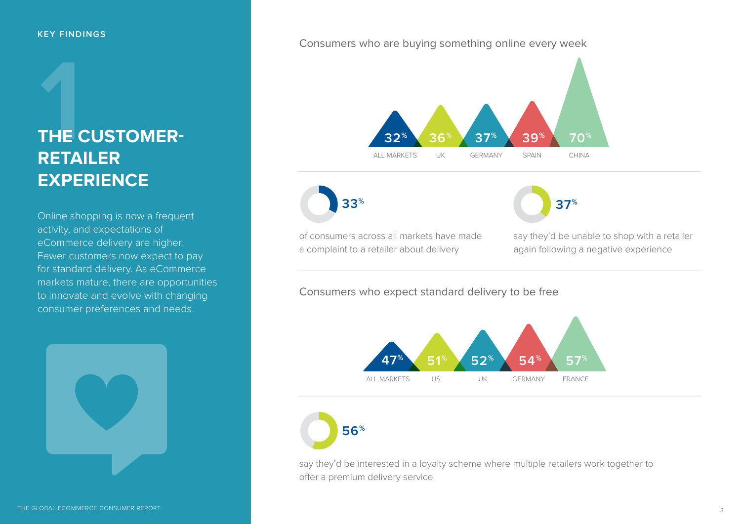KEY FINDINGS

# 1 THE CUSTOMER-RETAILER EXPERIENCE

Online shopping is now a frequent activity, and expectations of eCommerce delivery are higher. Fewer customers now expect to pay for standard delivery. As eCommerce markets mature, there are opportunities to innovate and evolve with changing consumer preferences and needs.

Consumers who are buying something online every week

32% ALL MARKETS
36% UK
37% GERMANY
39% SPAIN
70% CHINA

33%

of consumers across all markets have made a complaint to a retailer about delivery

37%

say they'd be unable to shop with a retailer again following a negative experience

Consumers who expect standard delivery to be free

47% ALL MARKETS
51% US
52% UK
54% GERMANY
57% FRANCE

56%

say they'd be interested in a loyalty scheme where multiple retailers work together to offer a premium delivery service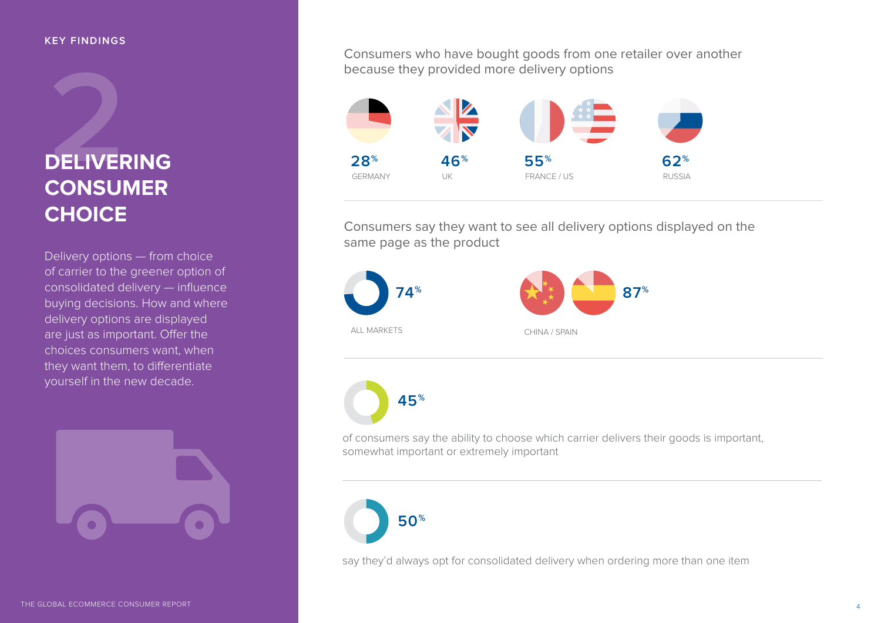KEY FINDINGS

# 2 DELIVERING CONSUMER CHOICE

Delivery options — from choice of carrier to the greener option of consolidated delivery — influence buying decisions. How and where delivery options are displayed are just as important. Offer the choices consumers want, when they want them, to differentiate yourself in the new decade.

Consumers who have bought goods from one retailer over another because they provided more delivery options

28%
GERMANY

46%
UK

55%
FRANCE / US

62%
RUSSIA

Consumers say they want to see all delivery options displayed on the same page as the product

74%
ALL MARKETS

87%
CHINA / SPAIN

45%

of consumers say the ability to choose which carrier delivers their goods is important, somewhat important or extremely important

50%

say they'd always opt for consolidated delivery when ordering more than one item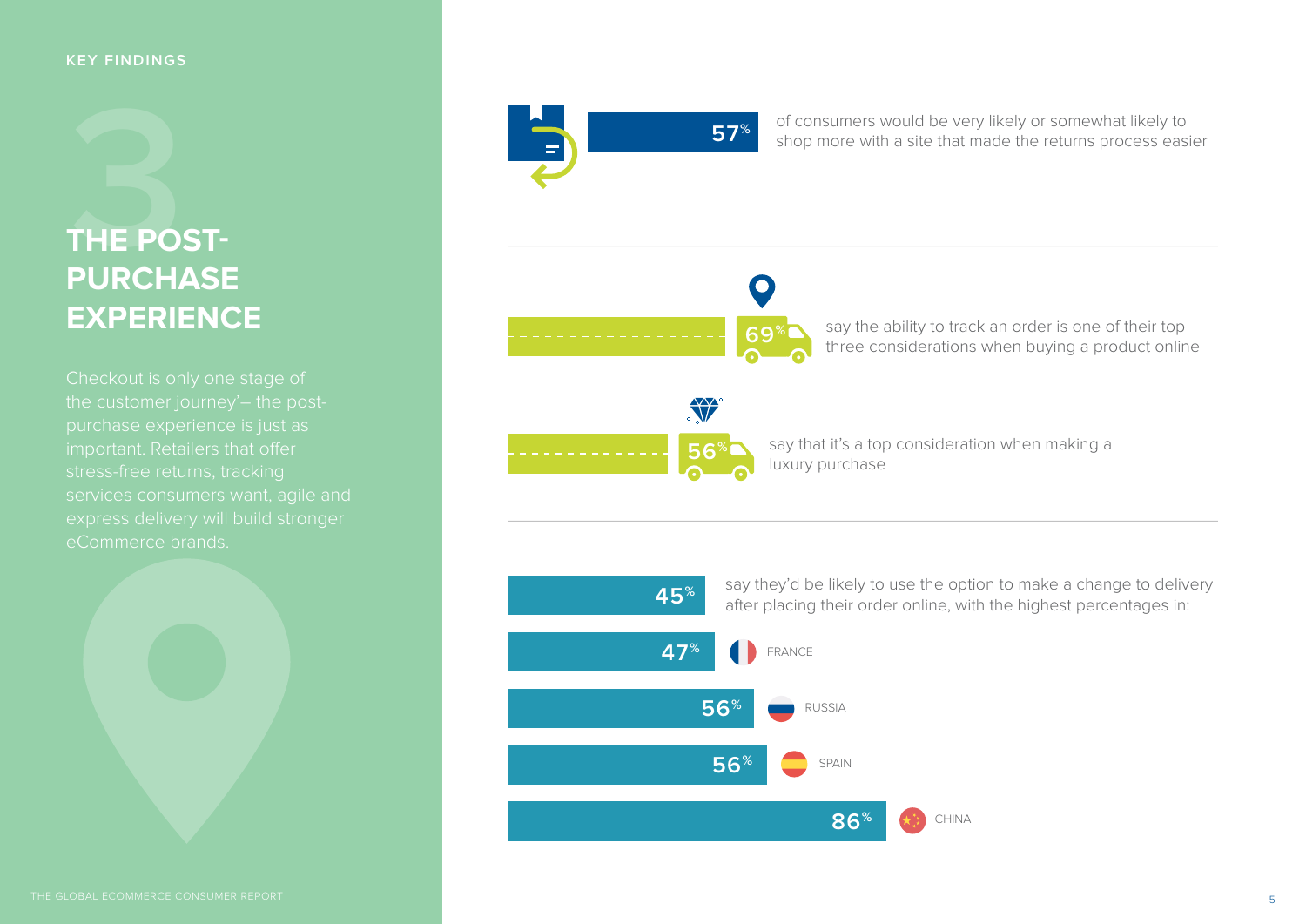KEY FINDINGS

# 3 THE POST-PURCHASE EXPERIENCE

Checkout is only one stage of the customer journey'– the post-purchase experience is just as important. Retailers that offer stress-free returns, tracking services consumers want, agile and express delivery will build stronger eCommerce brands.

57% of consumers would be very likely or somewhat likely to shop more with a site that made the returns process easier

69% say the ability to track an order is one of their top three considerations when buying a product online

56% say that it's a top consideration when making a luxury purchase

45% say they'd be likely to use the option to make a change to delivery after placing their order online, with the highest percentages in:

47% FRANCE

56% RUSSIA

56% SPAIN

86% CHINA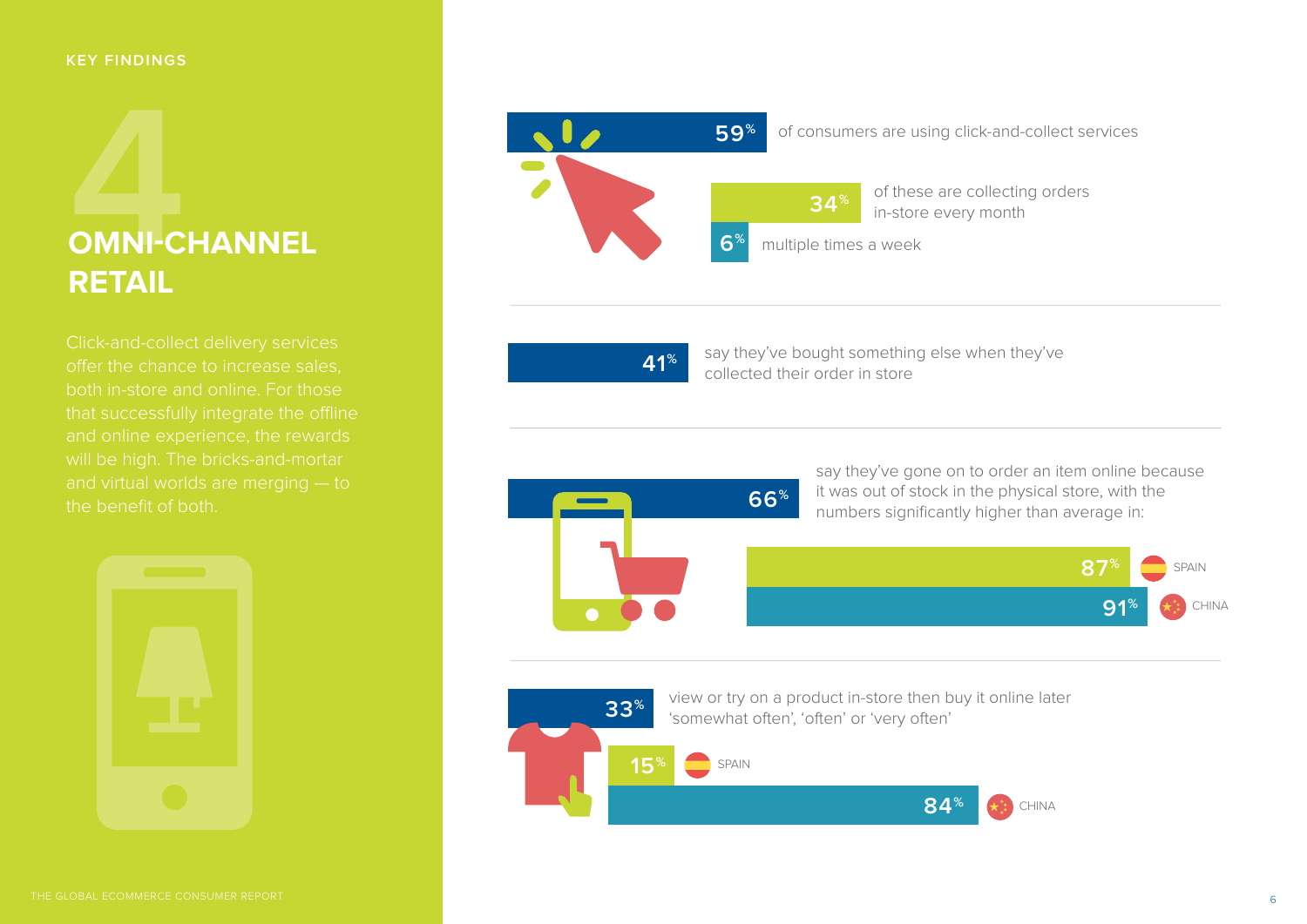KEY FINDINGS

# 4 OMNI-CHANNEL RETAIL

Click-and-collect delivery services offer the chance to increase sales, both in-store and online. For those that successfully integrate the offline and online experience, the rewards will be high. The bricks-and-mortar and virtual worlds are merging — to the benefit of both.

**59%** of consumers are using click-and-collect services

**34%** of these are collecting orders in-store every month

**6%** multiple times a week

**41%** say they've bought something else when they've collected their order in store

**66%** say they've gone on to order an item online because it was out of stock in the physical store, with the numbers significantly higher than average in:

87% SPAIN

91% CHINA

**33%** view or try on a product in-store then buy it online later 'somewhat often', 'often' or 'very often'

15% SPAIN

84% CHINA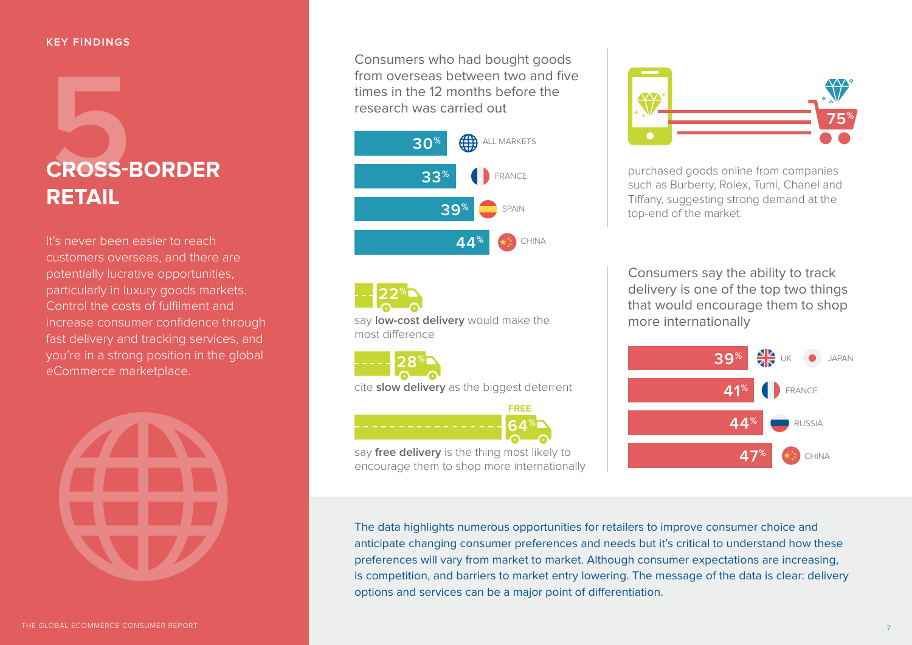KEY FINDINGS

# 5 CROSS-BORDER RETAIL

It's never been easier to reach customers overseas, and there are potentially lucrative opportunities, particularly in luxury goods markets. Control the costs of fulfilment and increase consumer confidence through fast delivery and tracking services, and you're in a strong position in the global eCommerce marketplace.

Consumers who had bought goods from overseas between two and five times in the 12 months before the research was carried out

30% ALL MARKETS
33% FRANCE
39% SPAIN
44% CHINA

22% say **low-cost delivery** would make the most difference

28% cite **slow delivery** as the biggest deterrent

FREE 64% say **free delivery** is the thing most likely to encourage them to shop more internationally

75% purchased goods online from companies such as Burberry, Rolex, Tumi, Chanel and Tiffany, suggesting strong demand at the top-end of the market.

Consumers say the ability to track delivery is one of the top two things that would encourage them to shop more internationally

39% UK JAPAN
41% FRANCE
44% RUSSIA
47% CHINA

The data highlights numerous opportunities for retailers to improve consumer choice and anticipate changing consumer preferences and needs but it's critical to understand how these preferences will vary from market to market. Although consumer expectations are increasing, is competition, and barriers to market entry lowering. The message of the data is clear: delivery options and services can be a major point of differentiation.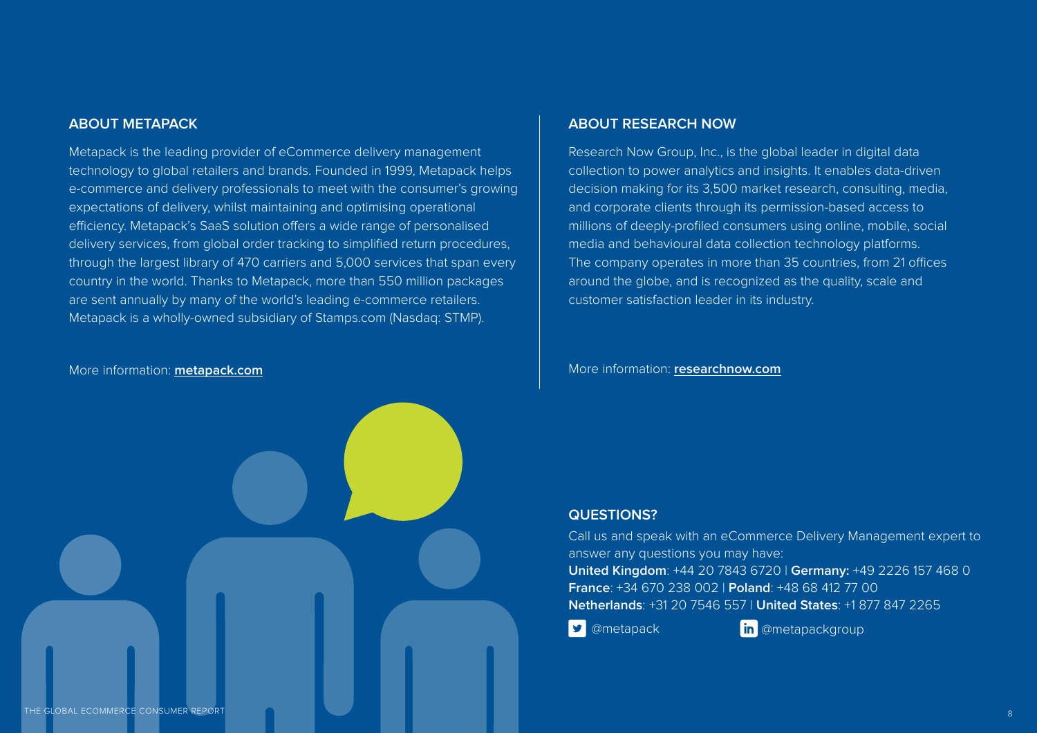## ABOUT METAPACK

Metapack is the leading provider of eCommerce delivery management technology to global retailers and brands. Founded in 1999, Metapack helps e-commerce and delivery professionals to meet with the consumer's growing expectations of delivery, whilst maintaining and optimising operational efficiency. Metapack's SaaS solution offers a wide range of personalised delivery services, from global order tracking to simplified return procedures, through the largest library of 470 carriers and 5,000 services that span every country in the world. Thanks to Metapack, more than 550 million packages are sent annually by many of the world's leading e-commerce retailers. Metapack is a wholly-owned subsidiary of Stamps.com (Nasdaq: STMP).

More information: **metapack.com**

## ABOUT RESEARCH NOW

Research Now Group, Inc., is the global leader in digital data collection to power analytics and insights. It enables data-driven decision making for its 3,500 market research, consulting, media, and corporate clients through its permission-based access to millions of deeply-profiled consumers using online, mobile, social media and behavioural data collection technology platforms. The company operates in more than 35 countries, from 21 offices around the globe, and is recognized as the quality, scale and customer satisfaction leader in its industry.

More information: **researchnow.com**

## QUESTIONS?

Call us and speak with an eCommerce Delivery Management expert to answer any questions you may have:
**United Kingdom**: +44 20 7843 6720 | **Germany:** +49 2226 157 468 0
**France**: +34 670 238 002 | **Poland**: +48 68 412 77 00
**Netherlands**: +31 20 7546 557 | **United States**: +1 877 847 2265

@metapack

@metapackgroup